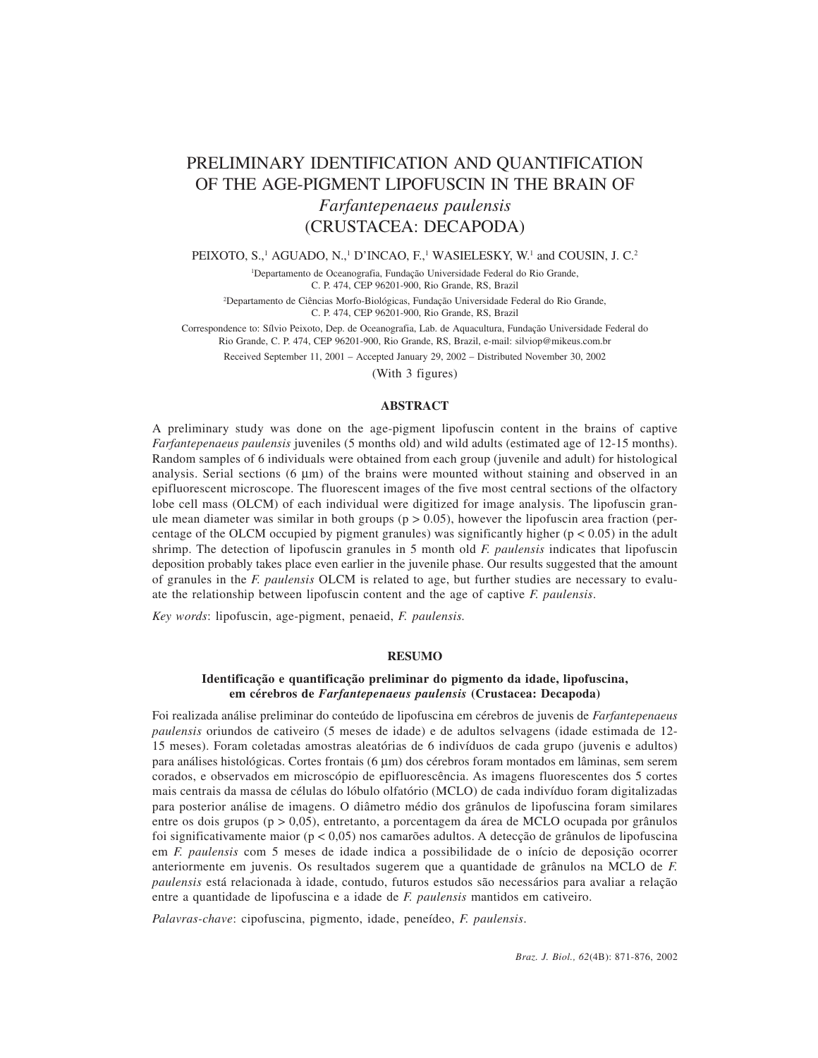# PRELIMINARY IDENTIFICATION AND QUANTIFICATION OF THE AGE-PIGMENT LIPOFUSCIN IN THE BRAIN OF *Farfantepenaeus paulensis* (CRUSTACEA: DECAPODA)

PEIXOTO, S.,[1] AGUADO, N.,[1] D'INCAO, F.,[1] WASIELESKY, W.[1] and COUSIN, J. C.[2]

[1]Departamento de Oceanografia, Fundação Universidade Federal do Rio Grande, C. P. 474, CEP 96201-900, Rio Grande, RS, Brazil

[2]Departamento de Ciências Morfo-Biológicas, Fundação Universidade Federal do Rio Grande, C. P. 474, CEP 96201-900, Rio Grande, RS, Brazil

Correspondence to: Sílvio Peixoto, Dep. de Oceanografia, Lab. de Aquacultura, Fundação Universidade Federal do Rio Grande, C. P. 474, CEP 96201-900, Rio Grande, RS, Brazil, e-mail: silviop@mikeus.com.br

Received September 11, 2001 – Accepted January 29, 2002 – Distributed November 30, 2002

(With 3 figures)

## ABSTRACT

A preliminary study was done on the age-pigment lipofuscin content in the brains of captive *Farfantepenaeus paulensis* juveniles (5 months old) and wild adults (estimated age of 12-15 months). Random samples of 6 individuals were obtained from each group (juvenile and adult) for histological analysis. Serial sections (6 µm) of the brains were mounted without staining and observed in an epifluorescent microscope. The fluorescent images of the five most central sections of the olfactory lobe cell mass (OLCM) of each individual were digitized for image analysis. The lipofuscin granule mean diameter was similar in both groups ($p > 0.05$), however the lipofuscin area fraction (percentage of the OLCM occupied by pigment granules) was significantly higher ($p < 0.05$) in the adult shrimp. The detection of lipofuscin granules in 5 month old *F. paulensis* indicates that lipofuscin deposition probably takes place even earlier in the juvenile phase. Our results suggested that the amount of granules in the *F. paulensis* OLCM is related to age, but further studies are necessary to evaluate the relationship between lipofuscin content and the age of captive *F. paulensis*.

*Key words*: lipofuscin, age-pigment, penaeid, *F. paulensis.*

## RESUMO

### Identificação e quantificação preliminar do pigmento da idade, lipofuscina, em cérebros de *Farfantepenaeus paulensis* (Crustacea: Decapoda)

Foi realizada análise preliminar do conteúdo de lipofuscina em cérebros de juvenis de *Farfantepenaeus paulensis* oriundos de cativeiro (5 meses de idade) e de adultos selvagens (idade estimada de 12-15 meses). Foram coletadas amostras aleatórias de 6 indivíduos de cada grupo (juvenis e adultos) para análises histológicas. Cortes frontais (6 µm) dos cérebros foram montados em lâminas, sem serem corados, e observados em microscópio de epifluorescência. As imagens fluorescentes dos 5 cortes mais centrais da massa de células do lóbulo olfatório (MCLO) de cada indivíduo foram digitalizadas para posterior análise de imagens. O diâmetro médio dos grânulos de lipofuscina foram similares entre os dois grupos ($p > 0,05$), entretanto, a porcentagem da área de MCLO ocupada por grânulos foi significativamente maior ($p < 0,05$) nos camarões adultos. A detecção de grânulos de lipofuscina em *F. paulensis* com 5 meses de idade indica a possibilidade de o início de deposição ocorrer anteriormente em juvenis. Os resultados sugerem que a quantidade de grânulos na MCLO de *F. paulensis* está relacionada à idade, contudo, futuros estudos são necessários para avaliar a relação entre a quantidade de lipofuscina e a idade de *F. paulensis* mantidos em cativeiro.

*Palavras-chave*: cipofuscina, pigmento, idade, peneídeo, *F. paulensis*.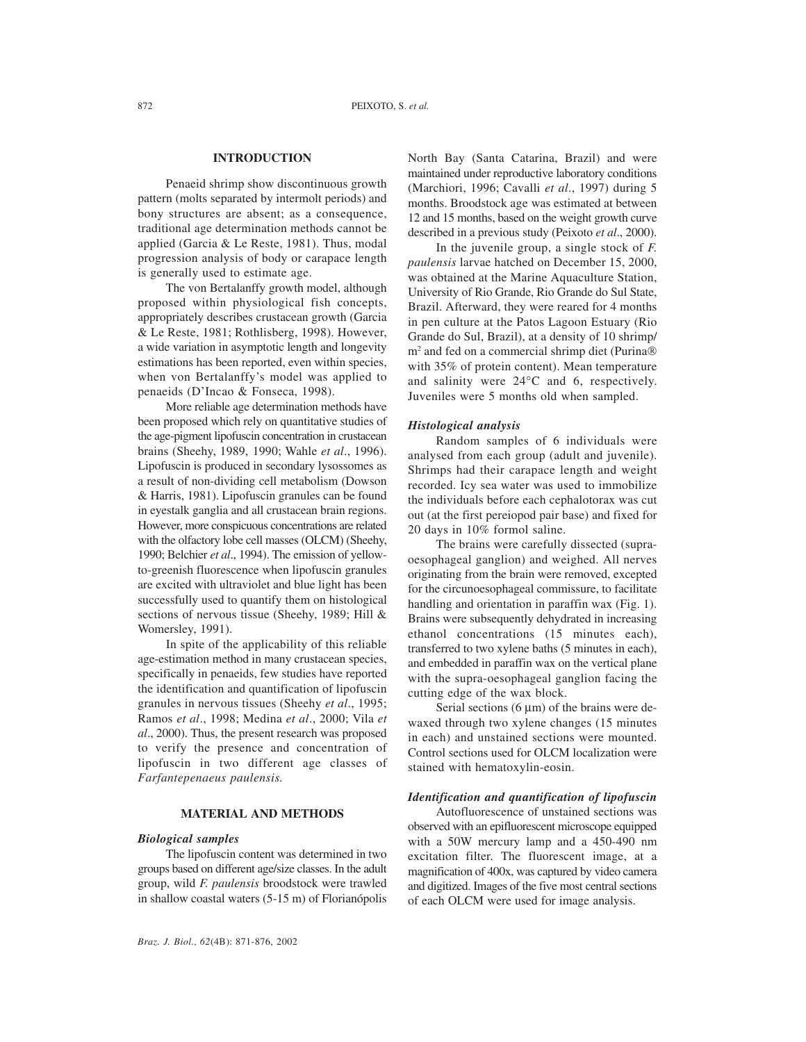## INTRODUCTION

Penaeid shrimp show discontinuous growth pattern (molts separated by intermolt periods) and bony structures are absent; as a consequence, traditional age determination methods cannot be applied (Garcia & Le Reste, 1981). Thus, modal progression analysis of body or carapace length is generally used to estimate age.

The von Bertalanffy growth model, although proposed within physiological fish concepts, appropriately describes crustacean growth (Garcia & Le Reste, 1981; Rothlisberg, 1998). However, a wide variation in asymptotic length and longevity estimations has been reported, even within species, when von Bertalanffy's model was applied to penaeids (D'Incao & Fonseca, 1998).

More reliable age determination methods have been proposed which rely on quantitative studies of the age-pigment lipofuscin concentration in crustacean brains (Sheehy, 1989, 1990; Wahle *et al*., 1996). Lipofuscin is produced in secondary lysossomes as a result of non-dividing cell metabolism (Dowson & Harris, 1981). Lipofuscin granules can be found in eyestalk ganglia and all crustacean brain regions. However, more conspicuous concentrations are related with the olfactory lobe cell masses (OLCM) (Sheehy, 1990; Belchier *et al*., 1994). The emission of yellow-to-greenish fluorescence when lipofuscin granules are excited with ultraviolet and blue light has been successfully used to quantify them on histological sections of nervous tissue (Sheehy, 1989; Hill & Womersley, 1991).

In spite of the applicability of this reliable age-estimation method in many crustacean species, specifically in penaeids, few studies have reported the identification and quantification of lipofuscin granules in nervous tissues (Sheehy *et al*., 1995; Ramos *et al*., 1998; Medina *et al*., 2000; Vila *et al*., 2000). Thus, the present research was proposed to verify the presence and concentration of lipofuscin in two different age classes of *Farfantepenaeus paulensis.*

## MATERIAL AND METHODS

### *Biological samples*

The lipofuscin content was determined in two groups based on different age/size classes. In the adult group, wild *F. paulensis* broodstock were trawled in shallow coastal waters (5-15 m) of Florianópolis North Bay (Santa Catarina, Brazil) and were maintained under reproductive laboratory conditions (Marchiori, 1996; Cavalli *et al*., 1997) during 5 months. Broodstock age was estimated at between 12 and 15 months, based on the weight growth curve described in a previous study (Peixoto *et al*., 2000).

In the juvenile group, a single stock of *F. paulensis* larvae hatched on December 15, 2000, was obtained at the Marine Aquaculture Station, University of Rio Grande, Rio Grande do Sul State, Brazil. Afterward, they were reared for 4 months in pen culture at the Patos Lagoon Estuary (Rio Grande do Sul, Brazil), at a density of 10 shrimp/m$^2$ and fed on a commercial shrimp diet (Purina® with 35% of protein content). Mean temperature and salinity were 24°C and 6, respectively. Juveniles were 5 months old when sampled.

### *Histological analysis*

Random samples of 6 individuals were analysed from each group (adult and juvenile). Shrimps had their carapace length and weight recorded. Icy sea water was used to immobilize the individuals before each cephalotorax was cut out (at the first pereiopod pair base) and fixed for 20 days in 10% formol saline.

The brains were carefully dissected (supra-oesophageal ganglion) and weighed. All nerves originating from the brain were removed, excepted for the circunoesophageal commissure, to facilitate handling and orientation in paraffin wax (Fig. 1). Brains were subsequently dehydrated in increasing ethanol concentrations (15 minutes each), transferred to two xylene baths (5 minutes in each), and embedded in paraffin wax on the vertical plane with the supra-oesophageal ganglion facing the cutting edge of the wax block.

Serial sections (6 µm) of the brains were de-waxed through two xylene changes (15 minutes in each) and unstained sections were mounted. Control sections used for OLCM localization were stained with hematoxylin-eosin.

### *Identification and quantification of lipofuscin*

Autofluorescence of unstained sections was observed with an epifluorescent microscope equipped with a 50W mercury lamp and a 450-490 nm excitation filter. The fluorescent image, at a magnification of 400x, was captured by video camera and digitized. Images of the five most central sections of each OLCM were used for image analysis.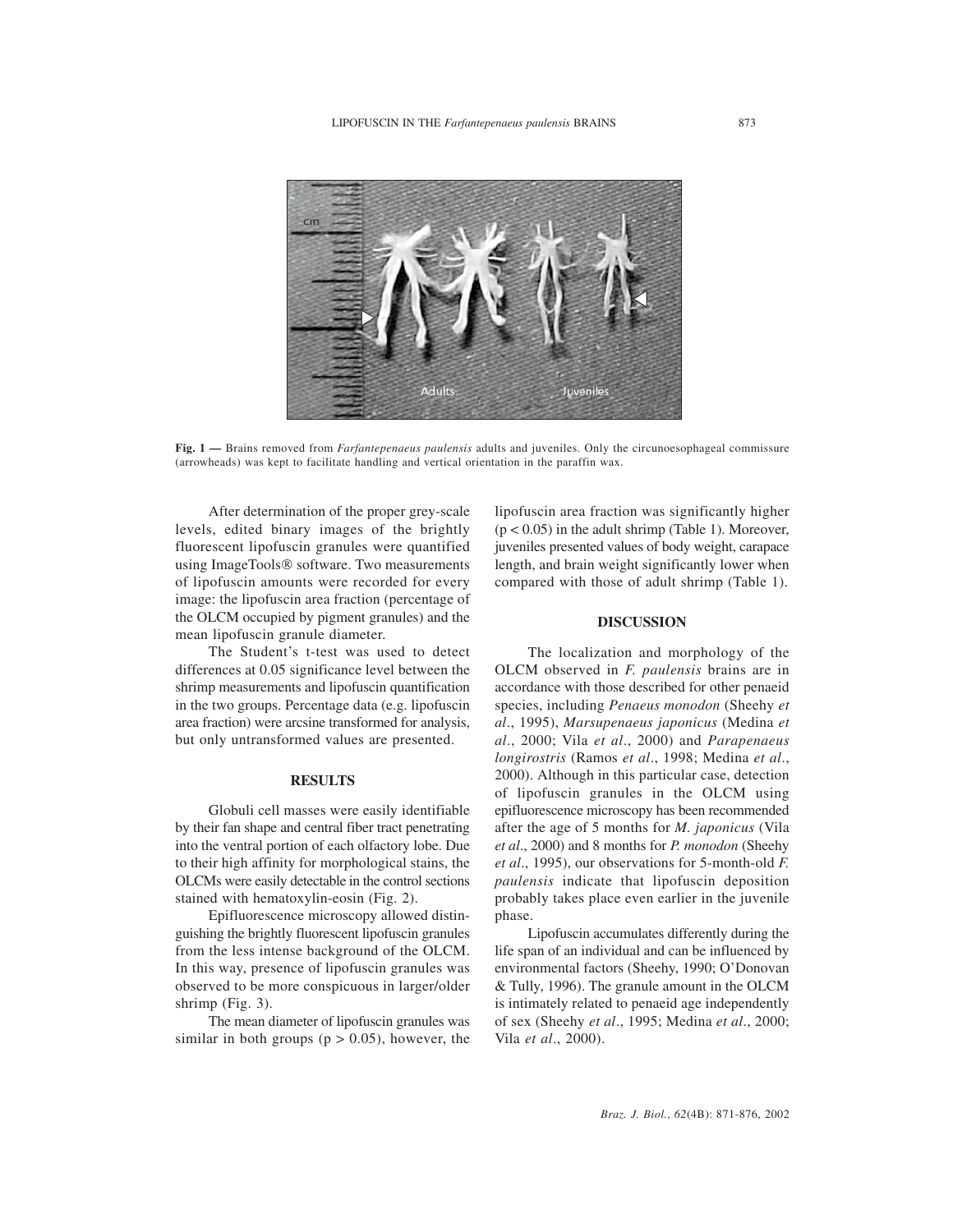Fig. 1 — Brains removed from *Farfantepenaeus paulensis* adults and juveniles. Only the circunoesophageal commissure (arrowheads) was kept to facilitate handling and vertical orientation in the paraffin wax.

After determination of the proper grey-scale levels, edited binary images of the brightly fluorescent lipofuscin granules were quantified using ImageTools® software. Two measurements of lipofuscin amounts were recorded for every image: the lipofuscin area fraction (percentage of the OLCM occupied by pigment granules) and the mean lipofuscin granule diameter.

The Student's t-test was used to detect differences at 0.05 significance level between the shrimp measurements and lipofuscin quantification in the two groups. Percentage data (e.g. lipofuscin area fraction) were arcsine transformed for analysis, but only untransformed values are presented.

## RESULTS

Globuli cell masses were easily identifiable by their fan shape and central fiber tract penetrating into the ventral portion of each olfactory lobe. Due to their high affinity for morphological stains, the OLCMs were easily detectable in the control sections stained with hematoxylin-eosin (Fig. 2).

Epifluorescence microscopy allowed distinguishing the brightly fluorescent lipofuscin granules from the less intense background of the OLCM. In this way, presence of lipofuscin granules was observed to be more conspicuous in larger/older shrimp (Fig. 3).

The mean diameter of lipofuscin granules was similar in both groups ($p > 0.05$), however, the lipofuscin area fraction was significantly higher ($p < 0.05$) in the adult shrimp (Table 1). Moreover, juveniles presented values of body weight, carapace length, and brain weight significantly lower when compared with those of adult shrimp (Table 1).

## DISCUSSION

The localization and morphology of the OLCM observed in *F. paulensis* brains are in accordance with those described for other penaeid species, including *Penaeus monodon* (Sheehy *et al*., 1995), *Marsupenaeus japonicus* (Medina *et al*., 2000; Vila *et al*., 2000) and *Parapenaeus longirostris* (Ramos *et al*., 1998; Medina *et al*., 2000). Although in this particular case, detection of lipofuscin granules in the OLCM using epifluorescence microscopy has been recommended after the age of 5 months for *M. japonicus* (Vila *et al*., 2000) and 8 months for *P. monodon* (Sheehy *et al*., 1995), our observations for 5-month-old *F. paulensis* indicate that lipofuscin deposition probably takes place even earlier in the juvenile phase.

Lipofuscin accumulates differently during the life span of an individual and can be influenced by environmental factors (Sheehy, 1990; O'Donovan & Tully, 1996). The granule amount in the OLCM is intimately related to penaeid age independently of sex (Sheehy *et al*., 1995; Medina *et al*., 2000; Vila *et al*., 2000).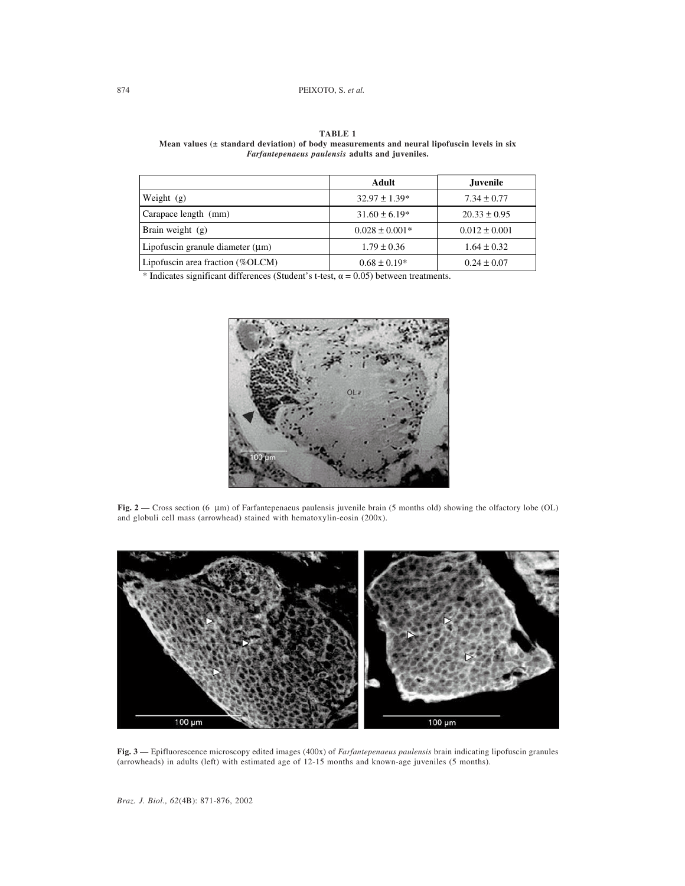**TABLE 1**
**Mean values (± standard deviation) of body measurements and neural lipofuscin levels in six *Farfantepenaeus paulensis* adults and juveniles.**

| | Adult | Juvenile |
|---|---|---|
| Weight (g) | 32.97 ± 1.39* | 7.34 ± 0.77 |
| Carapace length (mm) | 31.60 ± 6.19* | 20.33 ± 0.95 |
| Brain weight (g) | 0.028 ± 0.001* | 0.012 ± 0.001 |
| Lipofuscin granule diameter (μm) | 1.79 ± 0.36 | 1.64 ± 0.32 |
| Lipofuscin area fraction (%OLCM) | 0.68 ± 0.19* | 0.24 ± 0.07 |

* Indicates significant differences (Student's t-test, $\alpha = 0.05$) between treatments.

**Fig. 2 —** Cross section (6 μm) of Farfantepenaeus paulensis juvenile brain (5 months old) showing the olfactory lobe (OL) and globuli cell mass (arrowhead) stained with hematoxylin-eosin (200x).

**Fig. 3 —** Epifluorescence microscopy edited images (400x) of *Farfantepenaeus paulensis* brain indicating lipofuscin granules (arrowheads) in adults (left) with estimated age of 12-15 months and known-age juveniles (5 months).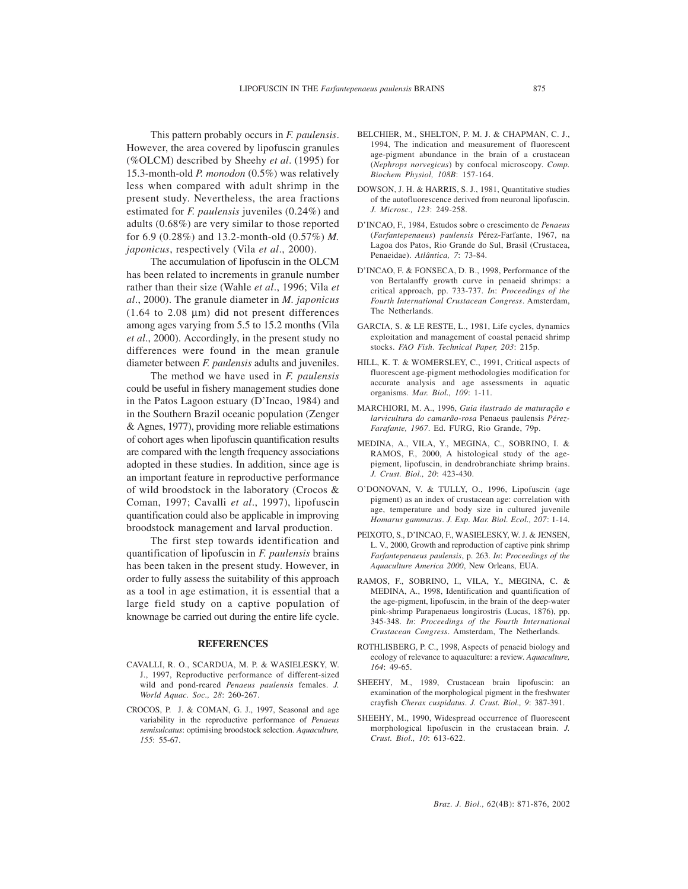This pattern probably occurs in *F. paulensis*. However, the area covered by lipofuscin granules (%OLCM) described by Sheehy *et al*. (1995) for 15.3-month-old *P. monodon* (0.5%) was relatively less when compared with adult shrimp in the present study. Nevertheless, the area fractions estimated for *F. paulensis* juveniles (0.24%) and adults (0.68%) are very similar to those reported for 6.9 (0.28%) and 13.2-month-old (0.57%) *M. japonicus*, respectively (Vila *et al*., 2000).

The accumulation of lipofuscin in the OLCM has been related to increments in granule number rather than their size (Wahle *et al*., 1996; Vila *et al*., 2000). The granule diameter in *M. japonicus* (1.64 to 2.08 μm) did not present differences among ages varying from 5.5 to 15.2 months (Vila *et al*., 2000). Accordingly, in the present study no differences were found in the mean granule diameter between *F. paulensis* adults and juveniles.

The method we have used in *F. paulensis* could be useful in fishery management studies done in the Patos Lagoon estuary (D'Incao, 1984) and in the Southern Brazil oceanic population (Zenger & Agnes, 1977), providing more reliable estimations of cohort ages when lipofuscin quantification results are compared with the length frequency associations adopted in these studies. In addition, since age is an important feature in reproductive performance of wild broodstock in the laboratory (Crocos & Coman, 1997; Cavalli *et al*., 1997), lipofuscin quantification could also be applicable in improving broodstock management and larval production.

The first step towards identification and quantification of lipofuscin in *F. paulensis* brains has been taken in the present study. However, in order to fully assess the suitability of this approach as a tool in age estimation, it is essential that a large field study on a captive population of knownage be carried out during the entire life cycle.

## REFERENCES

CAVALLI, R. O., SCARDUA, M. P. & WASIELESKY, W. J., 1997, Reproductive performance of different-sized wild and pond-reared *Penaeus paulensis* females. *J. World Aquac. Soc., 28*: 260-267.

CROCOS, P. J. & COMAN, G. J., 1997, Seasonal and age variability in the reproductive performance of *Penaeus semisulcatus*: optimising broodstock selection. *Aquaculture, 155*: 55-67.

BELCHIER, M., SHELTON, P. M. J. & CHAPMAN, C. J., 1994, The indication and measurement of fluorescent age-pigment abundance in the brain of a crustacean (*Nephrops norvegicus*) by confocal microscopy. *Comp. Biochem Physiol, 108B*: 157-164.

DOWSON, J. H. & HARRIS, S. J., 1981, Quantitative studies of the autofluorescence derived from neuronal lipofuscin. *J. Microsc., 123*: 249-258.

D'INCAO, F., 1984, Estudos sobre o crescimento de *Penaeus* (*Farfantepenaeus*) *paulensis* Pérez-Farfante, 1967, na Lagoa dos Patos, Rio Grande do Sul, Brasil (Crustacea, Penaeidae). *Atlântica, 7*: 73-84.

D'INCAO, F. & FONSECA, D. B., 1998, Performance of the von Bertalanffy growth curve in penaeid shrimps: a critical approach, pp. 733-737. *In*: *Proceedings of the Fourth International Crustacean Congress*. Amsterdam, The Netherlands.

GARCIA, S. & LE RESTE, L., 1981, Life cycles, dynamics exploitation and management of coastal penaeid shrimp stocks. *FAO Fish. Technical Paper, 203*: 215p.

HILL, K. T. & WOMERSLEY, C., 1991, Critical aspects of fluorescent age-pigment methodologies modification for accurate analysis and age assessments in aquatic organisms. *Mar. Biol., 109*: 1-11.

MARCHIORI, M. A., 1996, *Guia ilustrado de maturação e larvicultura do camarão-rosa* Penaeus paulensis *Pérez-Farafante, 1967*. Ed. FURG, Rio Grande, 79p.

MEDINA, A., VILA, Y., MEGINA, C., SOBRINO, I. & RAMOS, F., 2000, A histological study of the age-pigment, lipofuscin, in dendrobranchiate shrimp brains. *J. Crust. Biol., 20*: 423-430.

O'DONOVAN, V. & TULLY, O., 1996, Lipofuscin (age pigment) as an index of crustacean age: correlation with age, temperature and body size in cultured juvenile *Homarus gammarus*. *J. Exp. Mar. Biol. Ecol., 207*: 1-14.

PEIXOTO, S., D'INCAO, F., WASIELESKY, W. J. & JENSEN, L. V., 2000, Growth and reproduction of captive pink shrimp *Farfantepenaeus paulensis*, p. 263. *In*: *Proceedings of the Aquaculture America 2000*, New Orleans, EUA.

RAMOS, F., SOBRINO, I., VILA, Y., MEGINA, C. & MEDINA, A., 1998, Identification and quantification of the age-pigment, lipofuscin, in the brain of the deep-water pink-shrimp Parapenaeus longirostris (Lucas, 1876), pp. 345-348. *In*: *Proceedings of the Fourth International Crustacean Congress*. Amsterdam, The Netherlands.

ROTHLISBERG, P. C., 1998, Aspects of penaeid biology and ecology of relevance to aquaculture: a review. *Aquaculture, 164*: 49-65.

SHEEHY, M., 1989, Crustacean brain lipofuscin: an examination of the morphological pigment in the freshwater crayfish *Cherax cuspidatus*. *J. Crust. Biol., 9*: 387-391.

SHEEHY, M., 1990, Widespread occurrence of fluorescent morphological lipofuscin in the crustacean brain. *J. Crust. Biol., 10*: 613-622.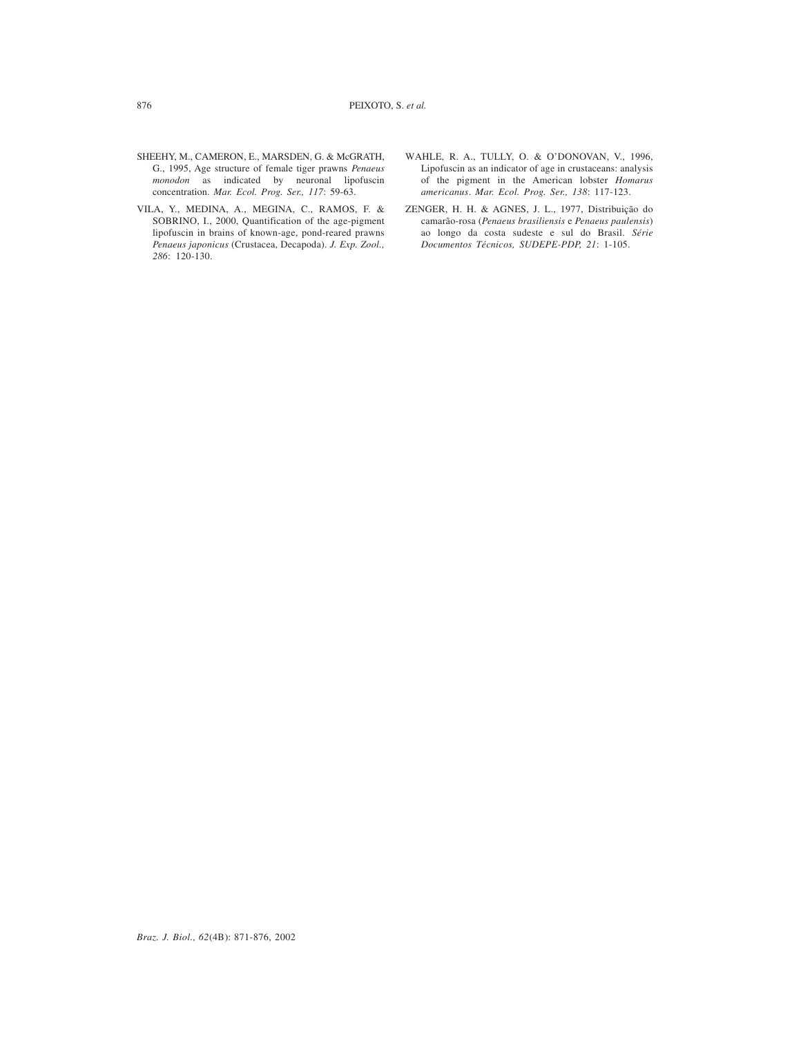SHEEHY, M., CAMERON, E., MARSDEN, G. & McGRATH, G., 1995, Age structure of female tiger prawns *Penaeus monodon* as indicated by neuronal lipofuscin concentration. *Mar. Ecol. Prog. Ser., 117*: 59-63.

VILA, Y., MEDINA, A., MEGINA, C., RAMOS, F. & SOBRINO, I., 2000, Quantification of the age-pigment lipofuscin in brains of known-age, pond-reared prawns *Penaeus japonicus* (Crustacea, Decapoda). *J. Exp. Zool., 286*: 120-130.

WAHLE, R. A., TULLY, O. & O'DONOVAN, V., 1996, Lipofuscin as an indicator of age in crustaceans: analysis of the pigment in the American lobster *Homarus americanus*. *Mar. Ecol. Prog. Ser., 138*: 117-123.

ZENGER, H. H. & AGNES, J. L., 1977, Distribuição do camarão-rosa (*Penaeus brasiliensis* e *Penaeus paulensis*) ao longo da costa sudeste e sul do Brasil. *Série Documentos Técnicos, SUDEPE-PDP, 21*: 1-105.